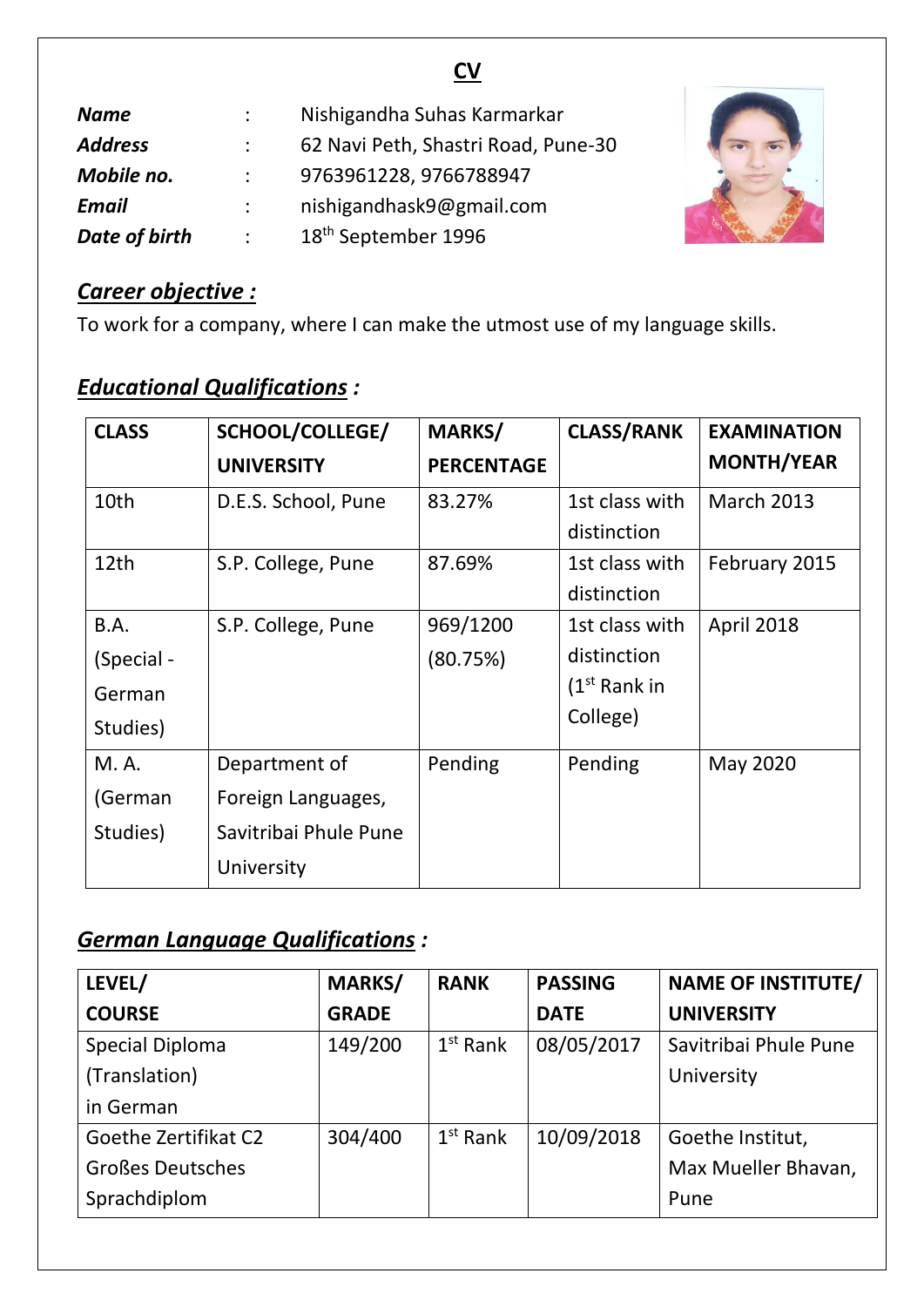# CV

|  |  |  |
|---|---|---|
| ***Name*** | : | Nishigandha Suhas Karmarkar |
| ***Address*** | : | 62 Navi Peth, Shastri Road, Pune-30 |
| ***Mobile no.*** | : | 9763961228, 9766788947 |
| ***Email*** | : | nishigandhask9@gmail.com |
| ***Date of birth*** | : | 18th September 1996 |

## ***Career objective :***

To work for a company, where I can make the utmost use of my language skills.

## ***Educational Qualifications :***

| CLASS | SCHOOL/COLLEGE/ UNIVERSITY | MARKS/ PERCENTAGE | CLASS/RANK | EXAMINATION MONTH/YEAR |
|---|---|---|---|---|
| 10th | D.E.S. School, Pune | 83.27% | 1st class with distinction | March 2013 |
| 12th | S.P. College, Pune | 87.69% | 1st class with distinction | February 2015 |
| B.A. (Special - German Studies) | S.P. College, Pune | 969/1200 (80.75%) | 1st class with distinction (1st Rank in College) | April 2018 |
| M. A. (German Studies) | Department of Foreign Languages, Savitribai Phule Pune University | Pending | Pending | May 2020 |

## ***German Language Qualifications :***

| LEVEL/ COURSE | MARKS/ GRADE | RANK | PASSING DATE | NAME OF INSTITUTE/ UNIVERSITY |
|---|---|---|---|---|
| Special Diploma (Translation) in German | 149/200 | 1st Rank | 08/05/2017 | Savitribai Phule Pune University |
| Goethe Zertifikat C2 Großes Deutsches Sprachdiplom | 304/400 | 1st Rank | 10/09/2018 | Goethe Institut, Max Mueller Bhavan, Pune |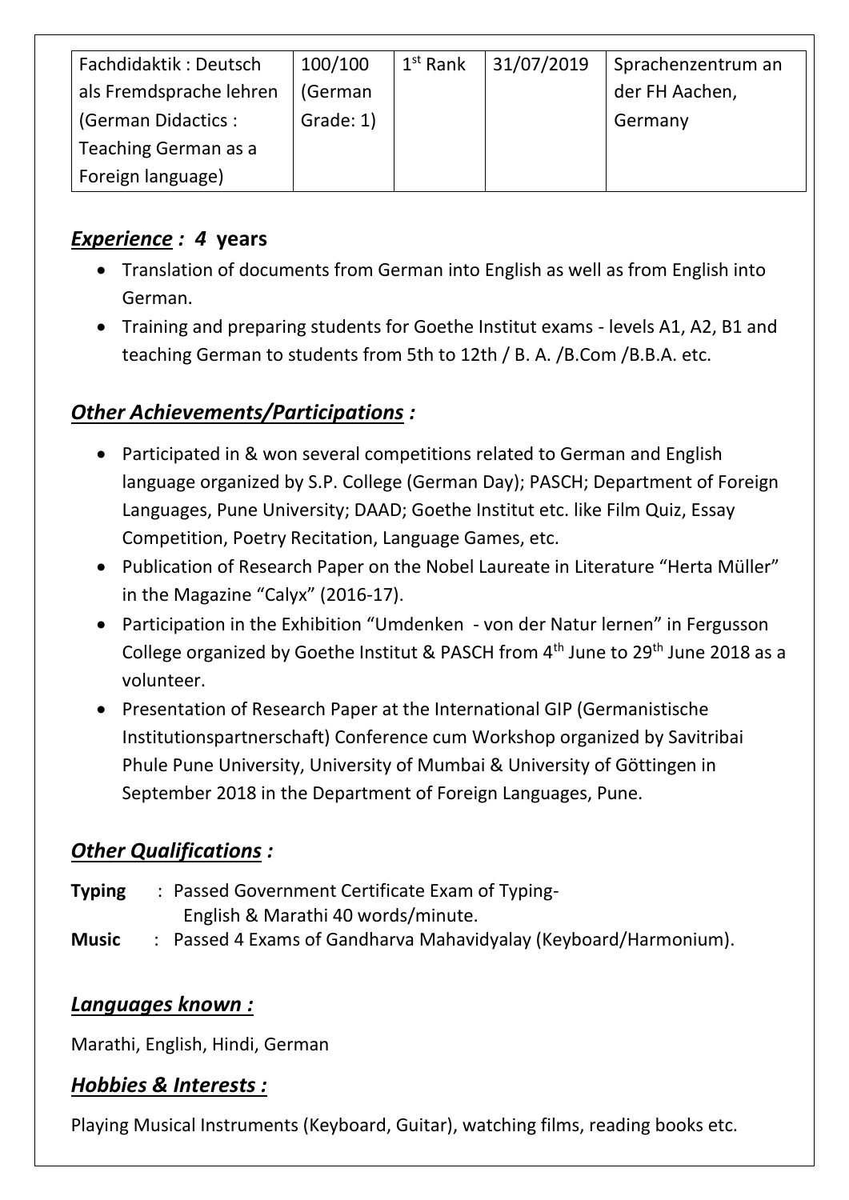| | | | | |
|---|---|---|---|---|
| Fachdidaktik : Deutsch als Fremdsprache lehren (German Didactics : Teaching German as a Foreign language) | 100/100 (German Grade: 1) | 1st Rank | 31/07/2019 | Sprachenzentrum an der FH Aachen, Germany |

## ***Experience : 4*** **years**

- Translation of documents from German into English as well as from English into German.
- Training and preparing students for Goethe Institut exams - levels A1, A2, B1 and teaching German to students from 5th to 12th / B. A. /B.Com /B.B.A. etc.

## ***Other Achievements/Participations :***

- Participated in & won several competitions related to German and English language organized by S.P. College (German Day); PASCH; Department of Foreign Languages, Pune University; DAAD; Goethe Institut etc. like Film Quiz, Essay Competition, Poetry Recitation, Language Games, etc.
- Publication of Research Paper on the Nobel Laureate in Literature "Herta Müller" in the Magazine "Calyx" (2016-17).
- Participation in the Exhibition "Umdenken - von der Natur lernen" in Fergusson College organized by Goethe Institut & PASCH from 4th June to 29th June 2018 as a volunteer.
- Presentation of Research Paper at the International GIP (Germanistische Institutionspartnerschaft) Conference cum Workshop organized by Savitribai Phule Pune University, University of Mumbai & University of Göttingen in September 2018 in the Department of Foreign Languages, Pune.

## ***Other Qualifications :***

**Typing** : Passed Government Certificate Exam of Typing- English & Marathi 40 words/minute.

**Music** : Passed 4 Exams of Gandharva Mahavidyalay (Keyboard/Harmonium).

## ***Languages known :***

Marathi, English, Hindi, German

## ***Hobbies & Interests :***

Playing Musical Instruments (Keyboard, Guitar), watching films, reading books etc.